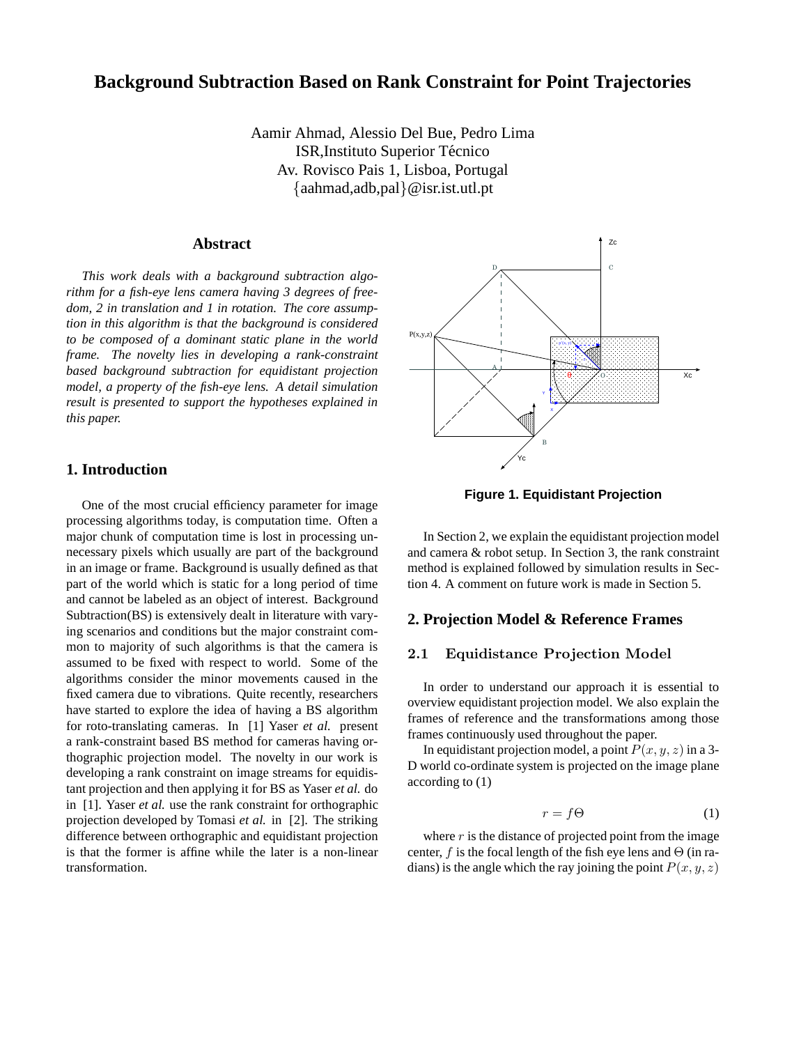# Background Subtraction Based on Rank Constraint for Point Trajectories

Aamir Ahmad, Alessio Del Bue, Pedro Lima
ISR,Instituto Superior Técnico
Av. Rovisco Pais 1, Lisboa, Portugal
{aahmad,adb,pal}@isr.ist.utl.pt

## Abstract

*This work deals with a background subtraction algorithm for a fish-eye lens camera having 3 degrees of freedom, 2 in translation and 1 in rotation. The core assumption in this algorithm is that the background is considered to be composed of a dominant static plane in the world frame. The novelty lies in developing a rank-constraint based background subtraction for equidistant projection model, a property of the fish-eye lens. A detail simulation result is presented to support the hypotheses explained in this paper.*

## 1. Introduction

One of the most crucial efficiency parameter for image processing algorithms today, is computation time. Often a major chunk of computation time is lost in processing unnecessary pixels which usually are part of the background in an image or frame. Background is usually defined as that part of the world which is static for a long period of time and cannot be labeled as an object of interest. Background Subtraction(BS) is extensively dealt in literature with varying scenarios and conditions but the major constraint common to majority of such algorithms is that the camera is assumed to be fixed with respect to world. Some of the algorithms consider the minor movements caused in the fixed camera due to vibrations. Quite recently, researchers have started to explore the idea of having a BS algorithm for roto-translating cameras. In [1] Yaser *et al.* present a rank-constraint based BS method for cameras having orthographic projection model. The novelty in our work is developing a rank constraint on image streams for equidistant projection and then applying it for BS as Yaser *et al.* do in [1]. Yaser *et al.* use the rank constraint for orthographic projection developed by Tomasi *et al.* in [2]. The striking difference between orthographic and equidistant projection is that the former is affine while the later is a non-linear transformation.

**Figure 1. Equidistant Projection**

In Section 2, we explain the equidistant projection model and camera & robot setup. In Section 3, the rank constraint method is explained followed by simulation results in Section 4. A comment on future work is made in Section 5.

## 2. Projection Model & Reference Frames

### 2.1 Equidistance Projection Model

In order to understand our approach it is essential to overview equidistant projection model. We also explain the frames of reference and the transformations among those frames continuously used throughout the paper.

In equidistant projection model, a point $P(x, y, z)$ in a 3-D world co-ordinate system is projected on the image plane according to (1)

$$r = f\Theta \tag{1}$$

where $r$ is the distance of projected point from the image center, $f$ is the focal length of the fish eye lens and $\Theta$ (in radians) is the angle which the ray joining the point $P(x, y, z)$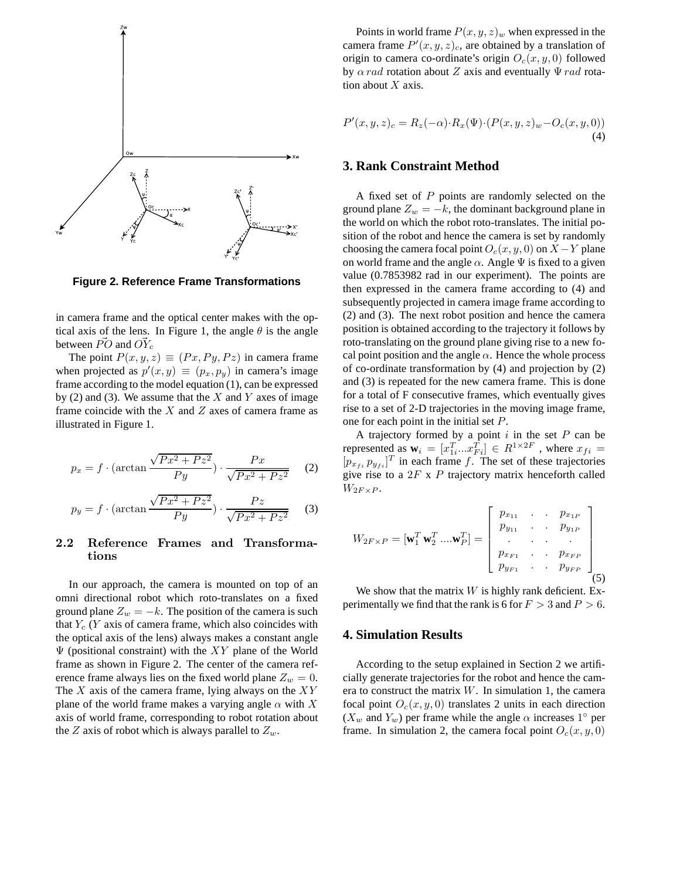Figure 2. Reference Frame Transformations

in camera frame and the optical center makes with the optical axis of the lens. In Figure 1, the angle $\theta$ is the angle between $\vec{PO}$ and $\vec{OY_c}$

The point $P(x, y, z) \equiv (Px, Py, Pz)$ in camera frame when projected as $p'(x, y) \equiv (p_x, p_y)$ in camera's image frame according to the model equation (1), can be expressed by (2) and (3). We assume that the $X$ and $Y$ axes of image frame coincide with the $X$ and $Z$ axes of camera frame as illustrated in Figure 1.

$$p_x = f \cdot (\arctan \frac{\sqrt{Px^2 + Pz^2}}{Py}) \cdot \frac{Px}{\sqrt{Px^2 + Pz^2}} \quad (2)$$

$$p_y = f \cdot (\arctan \frac{\sqrt{Px^2 + Pz^2}}{Py}) \cdot \frac{Pz}{\sqrt{Px^2 + Pz^2}} \quad (3)$$

### 2.2 Reference Frames and Transformations

In our approach, the camera is mounted on top of an omni directional robot which roto-translates on a fixed ground plane $Z_w = -k$. The position of the camera is such that $Y_c$ ($Y$ axis of camera frame, which also coincides with the optical axis of the lens) always makes a constant angle $\Psi$ (positional constraint) with the $XY$ plane of the World frame as shown in Figure 2. The center of the camera reference frame always lies on the fixed world plane $Z_w = 0$. The $X$ axis of the camera frame, lying always on the $XY$ plane of the world frame makes a varying angle $\alpha$ with $X$ axis of world frame, corresponding to robot rotation about the $Z$ axis of robot which is always parallel to $Z_w$.

Points in world frame $P(x, y, z)_w$ when expressed in the camera frame $P'(x, y, z)_c$, are obtained by a translation of origin to camera co-ordinate's origin $O_c(x, y, 0)$ followed by $\alpha\, rad$ rotation about $Z$ axis and eventually $\Psi\, rad$ rotation about $X$ axis.

$$P'(x, y, z)_c = R_z(-\alpha) \cdot R_x(\Psi) \cdot (P(x, y, z)_w - O_c(x, y, 0)) \quad (4)$$

## 3. Rank Constraint Method

A fixed set of $P$ points are randomly selected on the ground plane $Z_w = -k$, the dominant background plane in the world on which the robot roto-translates. The initial position of the robot and hence the camera is set by randomly choosing the camera focal point $O_c(x, y, 0)$ on $X-Y$ plane on world frame and the angle $\alpha$. Angle $\Psi$ is fixed to a given value (0.7853982 rad in our experiment). The points are then expressed in the camera frame according to (4) and subsequently projected in camera image frame according to (2) and (3). The next robot position and hence the camera position is obtained according to the trajectory it follows by roto-translating on the ground plane giving rise to a new focal point position and the angle $\alpha$. Hence the whole process of co-ordinate transformation by (4) and projection by (2) and (3) is repeated for the new camera frame. This is done for a total of F consecutive frames, which eventually gives rise to a set of 2-D trajectories in the moving image frame, one for each point in the initial set $P$.

A trajectory formed by a point $i$ in the set $P$ can be represented as $\mathbf{w}_i = [x_{1i}^T ... x_{Fi}^T] \in R^{1 \times 2F}$ , where $x_{fi} = [p_{x_{fi}}\, p_{y_{fi}}]^T$ in each frame $f$. The set of these trajectories give rise to a $2F$ x $P$ trajectory matrix henceforth called $W_{2F \times P}$.

$$W_{2F \times P} = [\mathbf{w}_1^T\, \mathbf{w}_2^T \, ....\mathbf{w}_P^T] = \begin{bmatrix} p_{x_{11}} & . & . & p_{x_{1P}} \\ p_{y_{11}} & . & . & p_{y_{1P}} \\ . & . & . & . \\ p_{x_{F1}} & . & . & p_{x_{FP}} \\ p_{y_{F1}} & . & . & p_{y_{FP}} \end{bmatrix} \quad (5)$$

We show that the matrix $W$ is highly rank deficient. Experimentally we find that the rank is 6 for $F > 3$ and $P > 6$.

## 4. Simulation Results

According to the setup explained in Section 2 we artificially generate trajectories for the robot and hence the camera to construct the matrix $W$. In simulation 1, the camera focal point $O_c(x, y, 0)$ translates 2 units in each direction ($X_w$ and $Y_w$) per frame while the angle $\alpha$ increases $1^\circ$ per frame. In simulation 2, the camera focal point $O_c(x, y, 0)$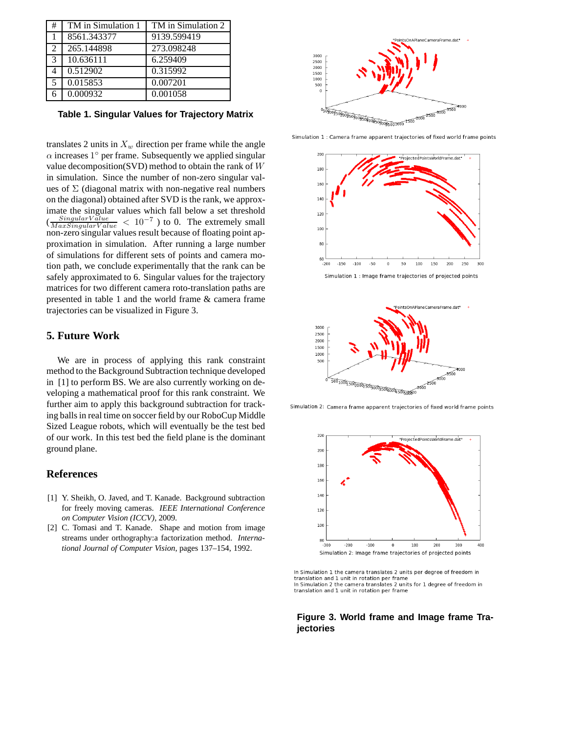| # | TM in Simulation 1 | TM in Simulation 2 |
|---|---|---|
| 1 | 8561.343377 | 9139.599419 |
| 2 | 265.144898 | 273.098248 |
| 3 | 10.636111 | 6.259409 |
| 4 | 0.512902 | 0.315992 |
| 5 | 0.015853 | 0.007201 |
| 6 | 0.000932 | 0.001058 |

**Table 1. Singular Values for Trajectory Matrix**

translates 2 units in $X_w$ direction per frame while the angle $\alpha$ increases $1^\circ$ per frame. Subsequently we applied singular value decomposition(SVD) method to obtain the rank of $W$ in simulation. Since the number of non-zero singular values of $\Sigma$ (diagonal matrix with non-negative real numbers on the diagonal) obtained after SVD is the rank, we approximate the singular values which fall below a set threshold ($\frac{SingularValue}{MaxSingularValue} < 10^{-7}$ ) to 0. The extremely small non-zero singular values result because of floating point approximation in simulation. After running a large number of simulations for different sets of points and camera motion path, we conclude experimentally that the rank can be safely approximated to 6. Singular values for the trajectory matrices for two different camera roto-translation paths are presented in table 1 and the world frame & camera frame trajectories can be visualized in Figure 3.

## 5. Future Work

We are in process of applying this rank constraint method to the Background Subtraction technique developed in [1] to perform BS. We are also currently working on developing a mathematical proof for this rank constraint. We further aim to apply this background subtraction for tracking balls in real time on soccer field by our RoboCup Middle Sized League robots, which will eventually be the test bed of our work. In this test bed the field plane is the dominant ground plane.

## References

[1] Y. Sheikh, O. Javed, and T. Kanade. Background subtraction for freely moving cameras. *IEEE International Conference on Computer Vision (ICCV)*, 2009.

[2] C. Tomasi and T. Kanade. Shape and motion from image streams under orthography:a factorization method. *International Journal of Computer Vision*, pages 137–154, 1992.

"PointsOnAPlaneCameraFrame.dat"

Simulation 1 : Camera frame apparent trajectories of fixed world frame points

"ProjectedPointsWorldFrame.dat"

Simulation 1 : Image frame trajectories of projected points

"PointsOnAPlaneCameraFrame.dat"

Simulation 2: Camera frame apparent trajectories of fixed world frame points

"ProjectedPointsWorldFrame.dat"

Simulation 2: Image frame trajectories of projected points

In Simulation 1 the camera translates 2 units per degree of freedom in translation and 1 unit in rotation per frame
In Simulation 2 the camera translates 2 units for 1 degree of freedom in translation and 1 unit in rotation per frame

**Figure 3. World frame and Image frame Trajectories**